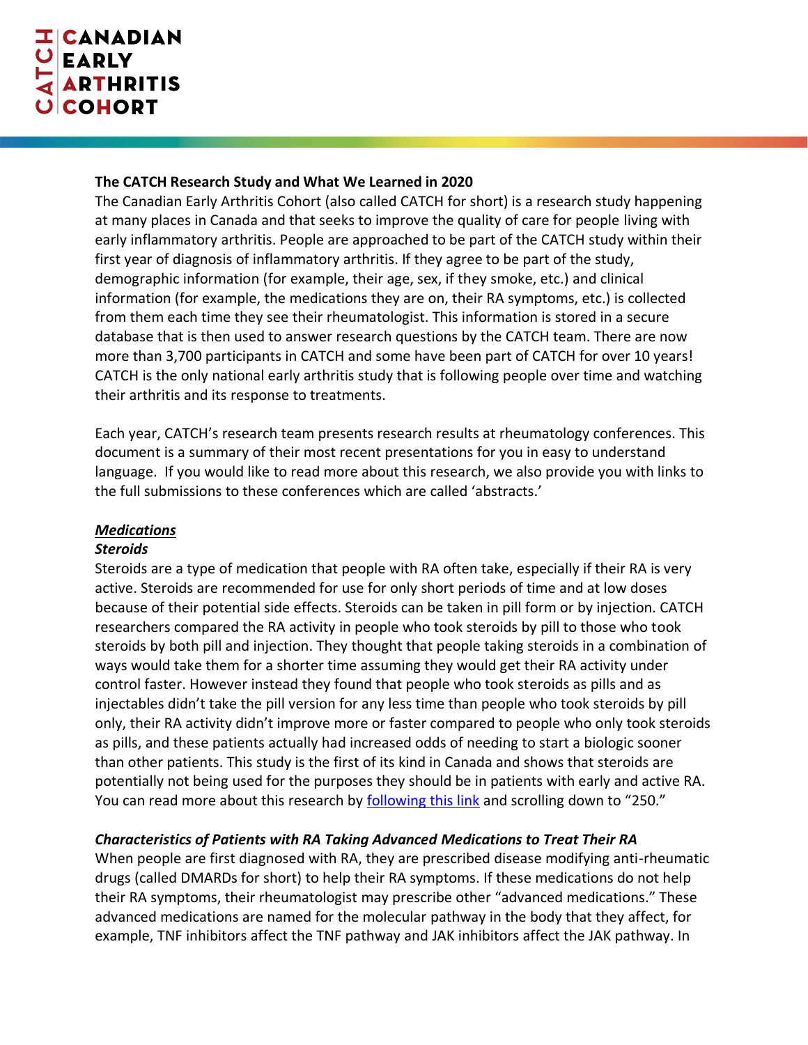# CANADIAN EARLY ARTHRITIS COHORT

## The CATCH Research Study and What We Learned in 2020

The Canadian Early Arthritis Cohort (also called CATCH for short) is a research study happening at many places in Canada and that seeks to improve the quality of care for people living with early inflammatory arthritis. People are approached to be part of the CATCH study within their first year of diagnosis of inflammatory arthritis. If they agree to be part of the study, demographic information (for example, their age, sex, if they smoke, etc.) and clinical information (for example, the medications they are on, their RA symptoms, etc.) is collected from them each time they see their rheumatologist. This information is stored in a secure database that is then used to answer research questions by the CATCH team. There are now more than 3,700 participants in CATCH and some have been part of CATCH for over 10 years! CATCH is the only national early arthritis study that is following people over time and watching their arthritis and its response to treatments.

Each year, CATCH's research team presents research results at rheumatology conferences. This document is a summary of their most recent presentations for you in easy to understand language. If you would like to read more about this research, we also provide you with links to the full submissions to these conferences which are called 'abstracts.'

### ***Medications***

#### *Steroids*

Steroids are a type of medication that people with RA often take, especially if their RA is very active. Steroids are recommended for use for only short periods of time and at low doses because of their potential side effects. Steroids can be taken in pill form or by injection. CATCH researchers compared the RA activity in people who took steroids by pill to those who took steroids by both pill and injection. They thought that people taking steroids in a combination of ways would take them for a shorter time assuming they would get their RA activity under control faster. However instead they found that people who took steroids as pills and as injectables didn't take the pill version for any less time than people who took steroids by pill only, their RA activity didn't improve more or faster compared to people who only took steroids as pills, and these patients actually had increased odds of needing to start a biologic sooner than other patients. This study is the first of its kind in Canada and shows that steroids are potentially not being used for the purposes they should be in patients with early and active RA. You can read more about this research by following this link and scrolling down to "250."

#### *Characteristics of Patients with RA Taking Advanced Medications to Treat Their RA*

When people are first diagnosed with RA, they are prescribed disease modifying anti-rheumatic drugs (called DMARDs for short) to help their RA symptoms. If these medications do not help their RA symptoms, their rheumatologist may prescribe other "advanced medications." These advanced medications are named for the molecular pathway in the body that they affect, for example, TNF inhibitors affect the TNF pathway and JAK inhibitors affect the JAK pathway. In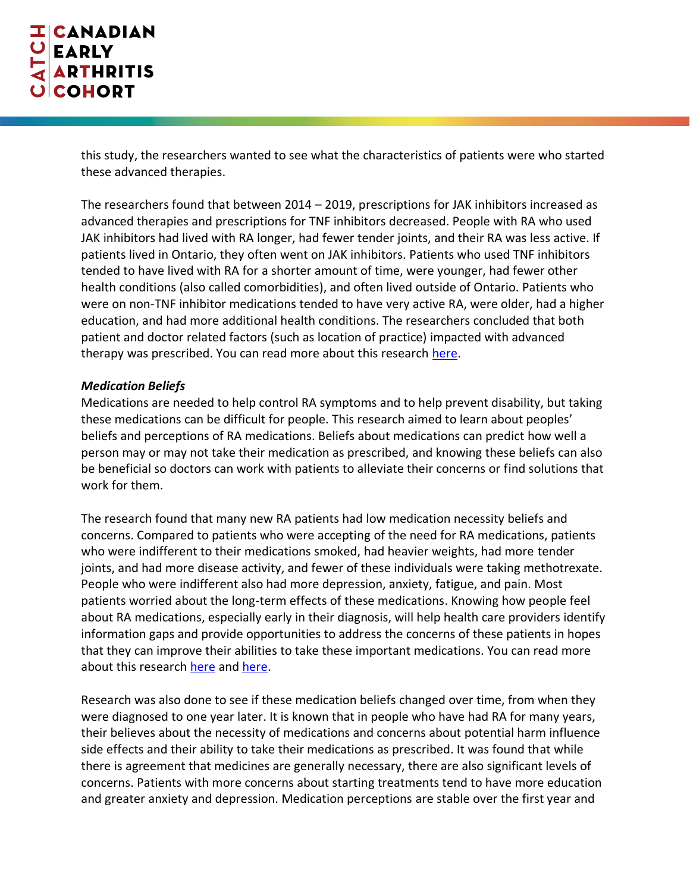this study, the researchers wanted to see what the characteristics of patients were who started these advanced therapies.

The researchers found that between 2014 – 2019, prescriptions for JAK inhibitors increased as advanced therapies and prescriptions for TNF inhibitors decreased. People with RA who used JAK inhibitors had lived with RA longer, had fewer tender joints, and their RA was less active. If patients lived in Ontario, they often went on JAK inhibitors. Patients who used TNF inhibitors tended to have lived with RA for a shorter amount of time, were younger, had fewer other health conditions (also called comorbidities), and often lived outside of Ontario. Patients who were on non-TNF inhibitor medications tended to have very active RA, were older, had a higher education, and had more additional health conditions. The researchers concluded that both patient and doctor related factors (such as location of practice) impacted with advanced therapy was prescribed. You can read more about this research here.

***Medication Beliefs***

Medications are needed to help control RA symptoms and to help prevent disability, but taking these medications can be difficult for people. This research aimed to learn about peoples' beliefs and perceptions of RA medications. Beliefs about medications can predict how well a person may or may not take their medication as prescribed, and knowing these beliefs can also be beneficial so doctors can work with patients to alleviate their concerns or find solutions that work for them.

The research found that many new RA patients had low medication necessity beliefs and concerns. Compared to patients who were accepting of the need for RA medications, patients who were indifferent to their medications smoked, had heavier weights, had more tender joints, and had more disease activity, and fewer of these individuals were taking methotrexate. People who were indifferent also had more depression, anxiety, fatigue, and pain. Most patients worried about the long-term effects of these medications. Knowing how people feel about RA medications, especially early in their diagnosis, will help health care providers identify information gaps and provide opportunities to address the concerns of these patients in hopes that they can improve their abilities to take these important medications. You can read more about this research here and here.

Research was also done to see if these medication beliefs changed over time, from when they were diagnosed to one year later. It is known that in people who have had RA for many years, their believes about the necessity of medications and concerns about potential harm influence side effects and their ability to take their medications as prescribed. It was found that while there is agreement that medicines are generally necessary, there are also significant levels of concerns. Patients with more concerns about starting treatments tend to have more education and greater anxiety and depression. Medication perceptions are stable over the first year and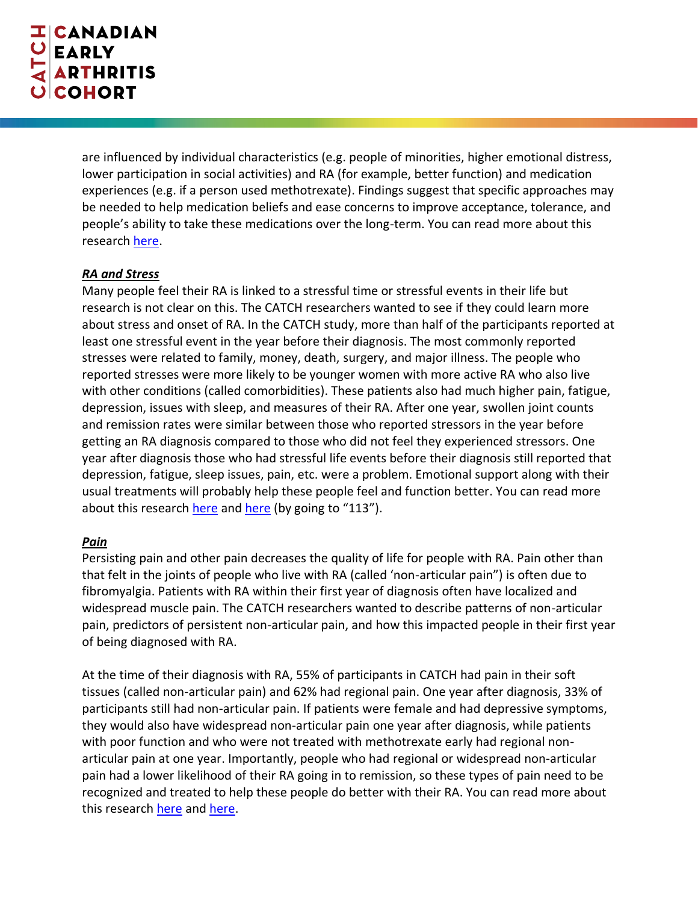are influenced by individual characteristics (e.g. people of minorities, higher emotional distress, lower participation in social activities) and RA (for example, better function) and medication experiences (e.g. if a person used methotrexate). Findings suggest that specific approaches may be needed to help medication beliefs and ease concerns to improve acceptance, tolerance, and people's ability to take these medications over the long-term. You can read more about this research here.

***RA and Stress***

Many people feel their RA is linked to a stressful time or stressful events in their life but research is not clear on this. The CATCH researchers wanted to see if they could learn more about stress and onset of RA. In the CATCH study, more than half of the participants reported at least one stressful event in the year before their diagnosis. The most commonly reported stresses were related to family, money, death, surgery, and major illness. The people who reported stresses were more likely to be younger women with more active RA who also live with other conditions (called comorbidities). These patients also had much higher pain, fatigue, depression, issues with sleep, and measures of their RA. After one year, swollen joint counts and remission rates were similar between those who reported stressors in the year before getting an RA diagnosis compared to those who did not feel they experienced stressors. One year after diagnosis those who had stressful life events before their diagnosis still reported that depression, fatigue, sleep issues, pain, etc. were a problem. Emotional support along with their usual treatments will probably help these people feel and function better. You can read more about this research here and here (by going to "113").

***Pain***

Persisting pain and other pain decreases the quality of life for people with RA. Pain other than that felt in the joints of people who live with RA (called 'non-articular pain") is often due to fibromyalgia. Patients with RA within their first year of diagnosis often have localized and widespread muscle pain. The CATCH researchers wanted to describe patterns of non-articular pain, predictors of persistent non-articular pain, and how this impacted people in their first year of being diagnosed with RA.

At the time of their diagnosis with RA, 55% of participants in CATCH had pain in their soft tissues (called non-articular pain) and 62% had regional pain. One year after diagnosis, 33% of participants still had non-articular pain. If patients were female and had depressive symptoms, they would also have widespread non-articular pain one year after diagnosis, while patients with poor function and who were not treated with methotrexate early had regional non-articular pain at one year. Importantly, people who had regional or widespread non-articular pain had a lower likelihood of their RA going in to remission, so these types of pain need to be recognized and treated to help these people do better with their RA. You can read more about this research here and here.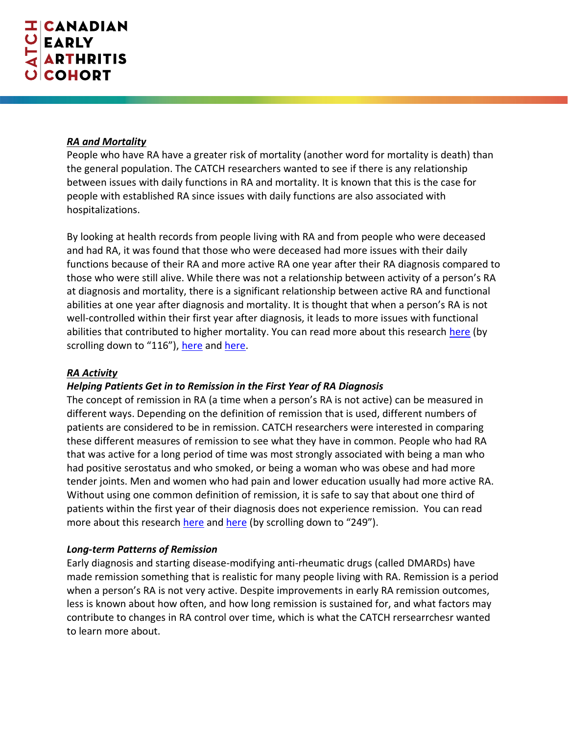***RA and Mortality***

People who have RA have a greater risk of mortality (another word for mortality is death) than the general population. The CATCH researchers wanted to see if there is any relationship between issues with daily functions in RA and mortality. It is known that this is the case for people with established RA since issues with daily functions are also associated with hospitalizations.

By looking at health records from people living with RA and from people who were deceased and had RA, it was found that those who were deceased had more issues with their daily functions because of their RA and more active RA one year after their RA diagnosis compared to those who were still alive. While there was not a relationship between activity of a person's RA at diagnosis and mortality, there is a significant relationship between active RA and functional abilities at one year after diagnosis and mortality. It is thought that when a person's RA is not well-controlled within their first year after diagnosis, it leads to more issues with functional abilities that contributed to higher mortality. You can read more about this research here (by scrolling down to "116"), here and here.

***RA Activity***

***Helping Patients Get in to Remission in the First Year of RA Diagnosis***

The concept of remission in RA (a time when a person's RA is not active) can be measured in different ways. Depending on the definition of remission that is used, different numbers of patients are considered to be in remission. CATCH researchers were interested in comparing these different measures of remission to see what they have in common. People who had RA that was active for a long period of time was most strongly associated with being a man who had positive serostatus and who smoked, or being a woman who was obese and had more tender joints. Men and women who had pain and lower education usually had more active RA. Without using one common definition of remission, it is safe to say that about one third of patients within the first year of their diagnosis does not experience remission. You can read more about this research here and here (by scrolling down to "249").

***Long-term Patterns of Remission***

Early diagnosis and starting disease-modifying anti-rheumatic drugs (called DMARDs) have made remission something that is realistic for many people living with RA. Remission is a period when a person's RA is not very active. Despite improvements in early RA remission outcomes, less is known about how often, and how long remission is sustained for, and what factors may contribute to changes in RA control over time, which is what the CATCH rersearrchesr wanted to learn more about.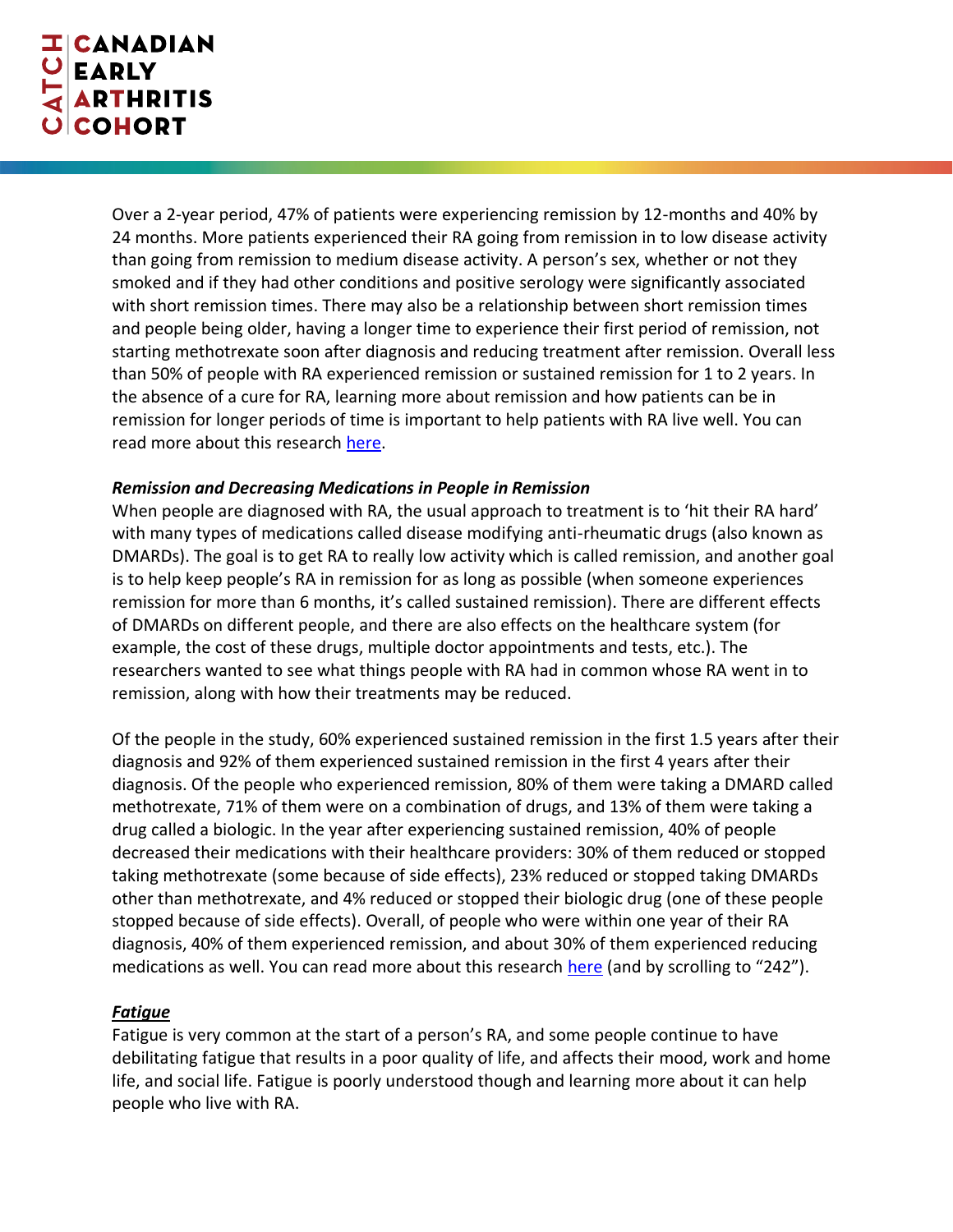Over a 2-year period, 47% of patients were experiencing remission by 12-months and 40% by 24 months. More patients experienced their RA going from remission in to low disease activity than going from remission to medium disease activity. A person's sex, whether or not they smoked and if they had other conditions and positive serology were significantly associated with short remission times. There may also be a relationship between short remission times and people being older, having a longer time to experience their first period of remission, not starting methotrexate soon after diagnosis and reducing treatment after remission. Overall less than 50% of people with RA experienced remission or sustained remission for 1 to 2 years. In the absence of a cure for RA, learning more about remission and how patients can be in remission for longer periods of time is important to help patients with RA live well. You can read more about this research [here](#).

***Remission and Decreasing Medications in People in Remission***

When people are diagnosed with RA, the usual approach to treatment is to 'hit their RA hard' with many types of medications called disease modifying anti-rheumatic drugs (also known as DMARDs). The goal is to get RA to really low activity which is called remission, and another goal is to help keep people's RA in remission for as long as possible (when someone experiences remission for more than 6 months, it's called sustained remission). There are different effects of DMARDs on different people, and there are also effects on the healthcare system (for example, the cost of these drugs, multiple doctor appointments and tests, etc.). The researchers wanted to see what things people with RA had in common whose RA went in to remission, along with how their treatments may be reduced.

Of the people in the study, 60% experienced sustained remission in the first 1.5 years after their diagnosis and 92% of them experienced sustained remission in the first 4 years after their diagnosis. Of the people who experienced remission, 80% of them were taking a DMARD called methotrexate, 71% of them were on a combination of drugs, and 13% of them were taking a drug called a biologic. In the year after experiencing sustained remission, 40% of people decreased their medications with their healthcare providers: 30% of them reduced or stopped taking methotrexate (some because of side effects), 23% reduced or stopped taking DMARDs other than methotrexate, and 4% reduced or stopped their biologic drug (one of these people stopped because of side effects). Overall, of people who were within one year of their RA diagnosis, 40% of them experienced remission, and about 30% of them experienced reducing medications as well. You can read more about this research [here](#) (and by scrolling to "242").

***<u>Fatigue</u>***

Fatigue is very common at the start of a person's RA, and some people continue to have debilitating fatigue that results in a poor quality of life, and affects their mood, work and home life, and social life. Fatigue is poorly understood though and learning more about it can help people who live with RA.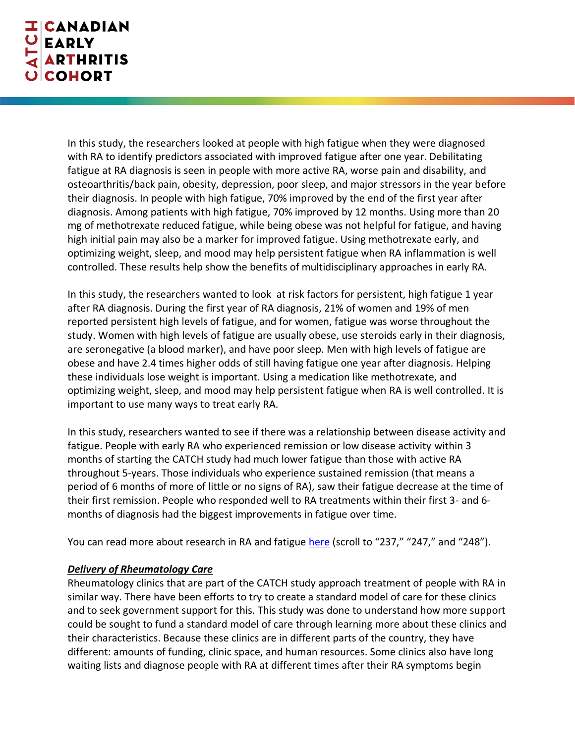In this study, the researchers looked at people with high fatigue when they were diagnosed with RA to identify predictors associated with improved fatigue after one year. Debilitating fatigue at RA diagnosis is seen in people with more active RA, worse pain and disability, and osteoarthritis/back pain, obesity, depression, poor sleep, and major stressors in the year before their diagnosis. In people with high fatigue, 70% improved by the end of the first year after diagnosis. Among patients with high fatigue, 70% improved by 12 months. Using more than 20 mg of methotrexate reduced fatigue, while being obese was not helpful for fatigue, and having high initial pain may also be a marker for improved fatigue. Using methotrexate early, and optimizing weight, sleep, and mood may help persistent fatigue when RA inflammation is well controlled. These results help show the benefits of multidisciplinary approaches in early RA.

In this study, the researchers wanted to look at risk factors for persistent, high fatigue 1 year after RA diagnosis. During the first year of RA diagnosis, 21% of women and 19% of men reported persistent high levels of fatigue, and for women, fatigue was worse throughout the study. Women with high levels of fatigue are usually obese, use steroids early in their diagnosis, are seronegative (a blood marker), and have poor sleep. Men with high levels of fatigue are obese and have 2.4 times higher odds of still having fatigue one year after diagnosis. Helping these individuals lose weight is important. Using a medication like methotrexate, and optimizing weight, sleep, and mood may help persistent fatigue when RA is well controlled. It is important to use many ways to treat early RA.

In this study, researchers wanted to see if there was a relationship between disease activity and fatigue. People with early RA who experienced remission or low disease activity within 3 months of starting the CATCH study had much lower fatigue than those with active RA throughout 5-years. Those individuals who experience sustained remission (that means a period of 6 months of more of little or no signs of RA), saw their fatigue decrease at the time of their first remission. People who responded well to RA treatments within their first 3- and 6-months of diagnosis had the biggest improvements in fatigue over time.

You can read more about research in RA and fatigue here (scroll to "237," "247," and "248").

***Delivery of Rheumatology Care***

Rheumatology clinics that are part of the CATCH study approach treatment of people with RA in similar way. There have been efforts to try to create a standard model of care for these clinics and to seek government support for this. This study was done to understand how more support could be sought to fund a standard model of care through learning more about these clinics and their characteristics. Because these clinics are in different parts of the country, they have different: amounts of funding, clinic space, and human resources. Some clinics also have long waiting lists and diagnose people with RA at different times after their RA symptoms begin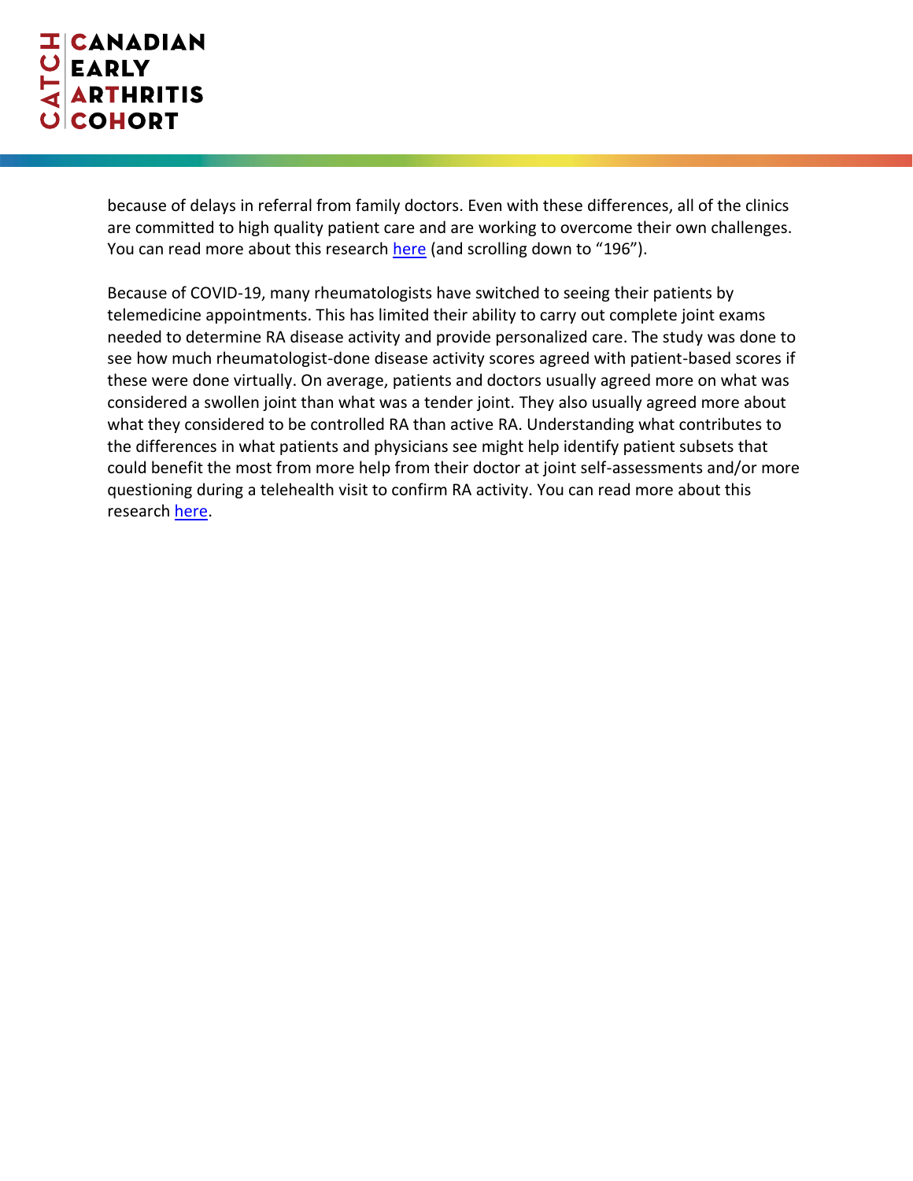because of delays in referral from family doctors. Even with these differences, all of the clinics are committed to high quality patient care and are working to overcome their own challenges. You can read more about this research here (and scrolling down to "196").

Because of COVID-19, many rheumatologists have switched to seeing their patients by telemedicine appointments. This has limited their ability to carry out complete joint exams needed to determine RA disease activity and provide personalized care. The study was done to see how much rheumatologist-done disease activity scores agreed with patient-based scores if these were done virtually. On average, patients and doctors usually agreed more on what was considered a swollen joint than what was a tender joint. They also usually agreed more about what they considered to be controlled RA than active RA. Understanding what contributes to the differences in what patients and physicians see might help identify patient subsets that could benefit the most from more help from their doctor at joint self-assessments and/or more questioning during a telehealth visit to confirm RA activity. You can read more about this research here.